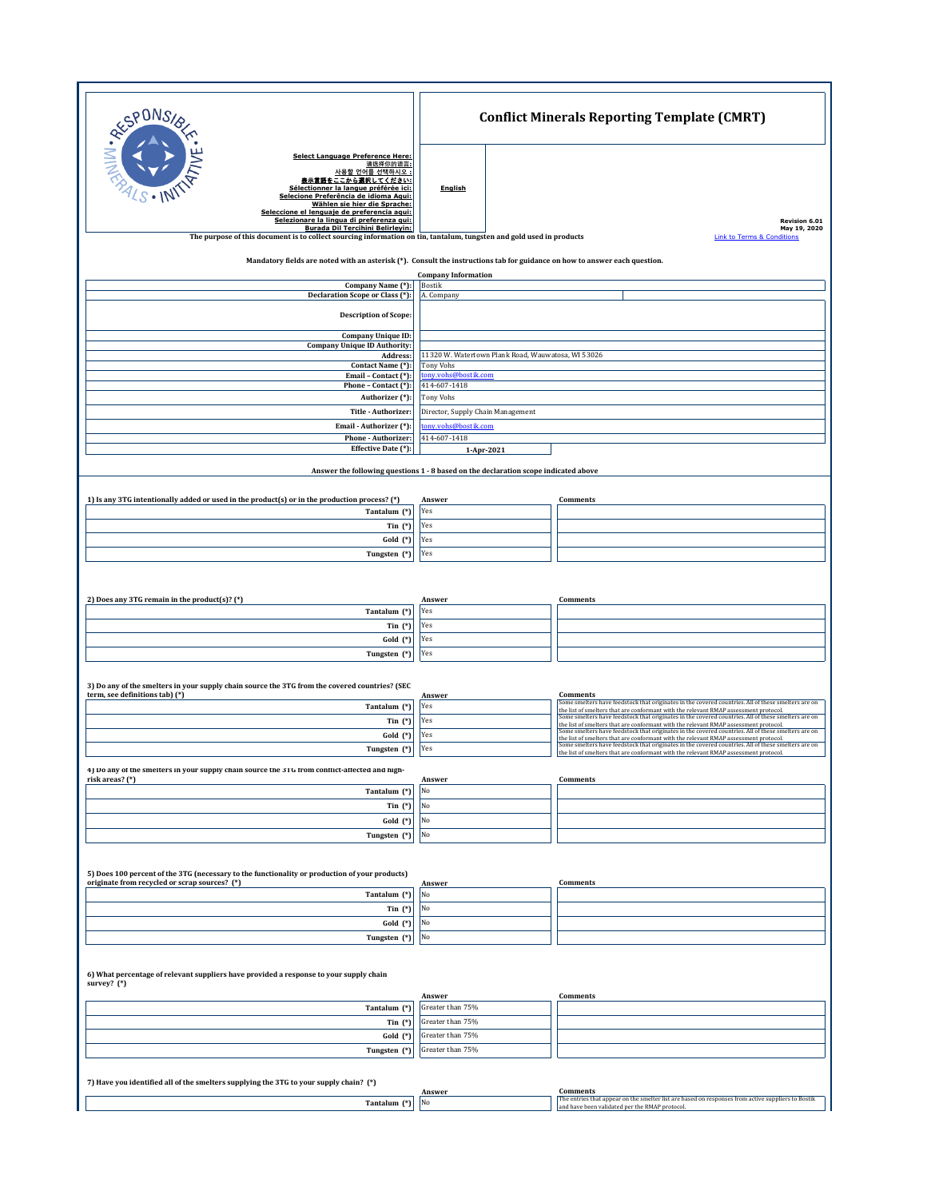# Conflict Minerals Reporting Template (CMRT)

Select Language Preference Here:
请选择你的语言:
사용할 언어를 선택하시오 :
表示言語をここから選択してください:
Sélectionner la langue préférée ici:
Selecione Preferência de idioma Aqui:
Wählen sie hier die Sprache:
Seleccione el lenguaje de preferencia aqui:
Selezionare la lingua di preferenza qui:
Burada Dil Tercihini Belirleyin:

**English**

Revision 6.01
May 19, 2020

The purpose of this document is to collect sourcing information on tin, tantalum, tungsten and gold used in products

Link to Terms & Conditions

Mandatory fields are noted with an asterisk (*). Consult the instructions tab for guidance on how to answer each question.

**Company Information**

| | |
|---|---|
| Company Name (*): | Bostik |
| Declaration Scope or Class (*): | A. Company |
| Description of Scope: | |
| Company Unique ID: | |
| Company Unique ID Authority: | |
| Address: | 11320 W. Watertown Plank Road, Wauwatosa, WI 53026 |
| Contact Name (*): | Tony Vohs |
| Email – Contact (*): | tony.vohs@bostik.com |
| Phone – Contact (*): | 414-607-1418 |
| Authorizer (*): | Tony Vohs |
| Title - Authorizer: | Director, Supply Chain Management |
| Email - Authorizer (*): | tony.vohs@bostik.com |
| Phone - Authorizer: | 414-607-1418 |
| Effective Date (*): | 1-Apr-2021 |

Answer the following questions 1 - 8 based on the declaration scope indicated above

**1) Is any 3TG intentionally added or used in the product(s) or in the production process? (*)**

| | Answer | Comments |
|---|---|---|
| Tantalum (*) | Yes | |
| Tin (*) | Yes | |
| Gold (*) | Yes | |
| Tungsten (*) | Yes | |

**2) Does any 3TG remain in the product(s)? (*)**

| | Answer | Comments |
|---|---|---|
| Tantalum (*) | Yes | |
| Tin (*) | Yes | |
| Gold (*) | Yes | |
| Tungsten (*) | Yes | |

**3) Do any of the smelters in your supply chain source the 3TG from the covered countries? (SEC term, see definitions tab) (*)**

| | Answer | Comments |
|---|---|---|
| Tantalum (*) | Yes | Some smelters have feedstock that originates in the covered countries. All of these smelters are on the list of smelters that are conformant with the relevant RMAP assessment protocol. |
| Tin (*) | Yes | Some smelters have feedstock that originates in the covered countries. All of these smelters are on the list of smelters that are conformant with the relevant RMAP assessment protocol. |
| Gold (*) | Yes | Some smelters have feedstock that originates in the covered countries. All of these smelters are on the list of smelters that are conformant with the relevant RMAP assessment protocol. |
| Tungsten (*) | Yes | Some smelters have feedstock that originates in the covered countries. All of these smelters are on the list of smelters that are conformant with the relevant RMAP assessment protocol. |

**4) Do any of the smelters in your supply chain source the 3TG from conflict-affected and high-risk areas? (*)**

| | Answer | Comments |
|---|---|---|
| Tantalum (*) | No | |
| Tin (*) | No | |
| Gold (*) | No | |
| Tungsten (*) | No | |

**5) Does 100 percent of the 3TG (necessary to the functionality or production of your products) originate from recycled or scrap sources? (*)**

| | Answer | Comments |
|---|---|---|
| Tantalum (*) | No | |
| Tin (*) | No | |
| Gold (*) | No | |
| Tungsten (*) | No | |

**6) What percentage of relevant suppliers have provided a response to your supply chain survey? (*)**

| | Answer | Comments |
|---|---|---|
| Tantalum (*) | Greater than 75% | |
| Tin (*) | Greater than 75% | |
| Gold (*) | Greater than 75% | |
| Tungsten (*) | Greater than 75% | |

**7) Have you identified all of the smelters supplying the 3TG to your supply chain? (*)**

| | Answer | Comments |
|---|---|---|
| Tantalum (*) | No | The entries that appear on the smelter list are based on responses from active suppliers to Bostik and have been validated per the RMAP protocol. |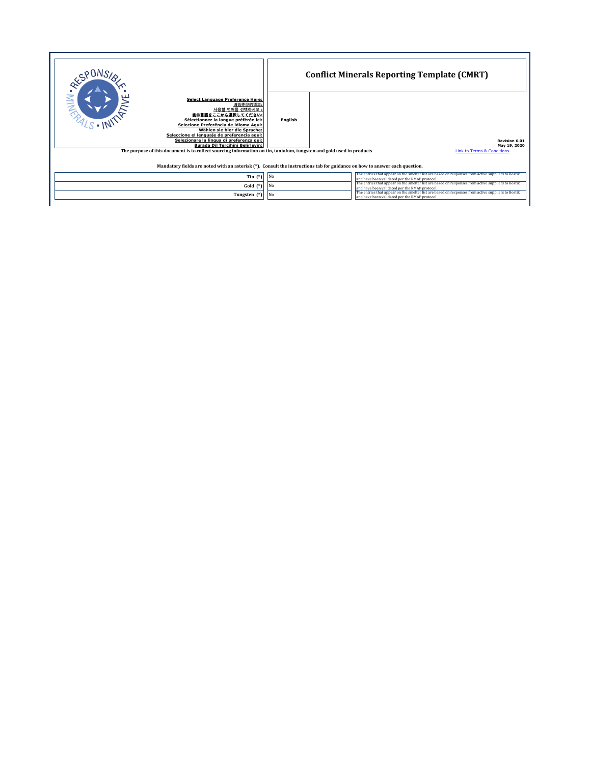Select Language Preference Here:
请选择你的语言:
사용할 언어를 선택하시오 :
表示言語をここから選択してください:
Sélectionner la langue préférée ici:
Selecione Preferência de idioma Aqui:
Wählen sie hier die Sprache:
Seleccione el lenguaje de preferencia aqui:
Selezionare la lingua di preferenza qui:
Burada Dil Tercihini Belirleyin:

**English**

# Conflict Minerals Reporting Template (CMRT)

**Revision 6.01**
**May 19, 2020**

**The purpose of this document is to collect sourcing information on tin, tantalum, tungsten and gold used in products**

Link to Terms & Conditions

**Mandatory fields are noted with an asterisk (*). Consult the instructions tab for guidance on how to answer each question.**

| | | |
|---|---|---|
| **Tin (*)** | No | The entries that appear on the smelter list are based on responses from active suppliers to Bostik and have been validated per the RMAP protocol. |
| **Gold (*)** | No | The entries that appear on the smelter list are based on responses from active suppliers to Bostik and have been validated per the RMAP protocol. |
| **Tungsten (*)** | No | The entries that appear on the smelter list are based on responses from active suppliers to Bostik and have been validated per the RMAP protocol. |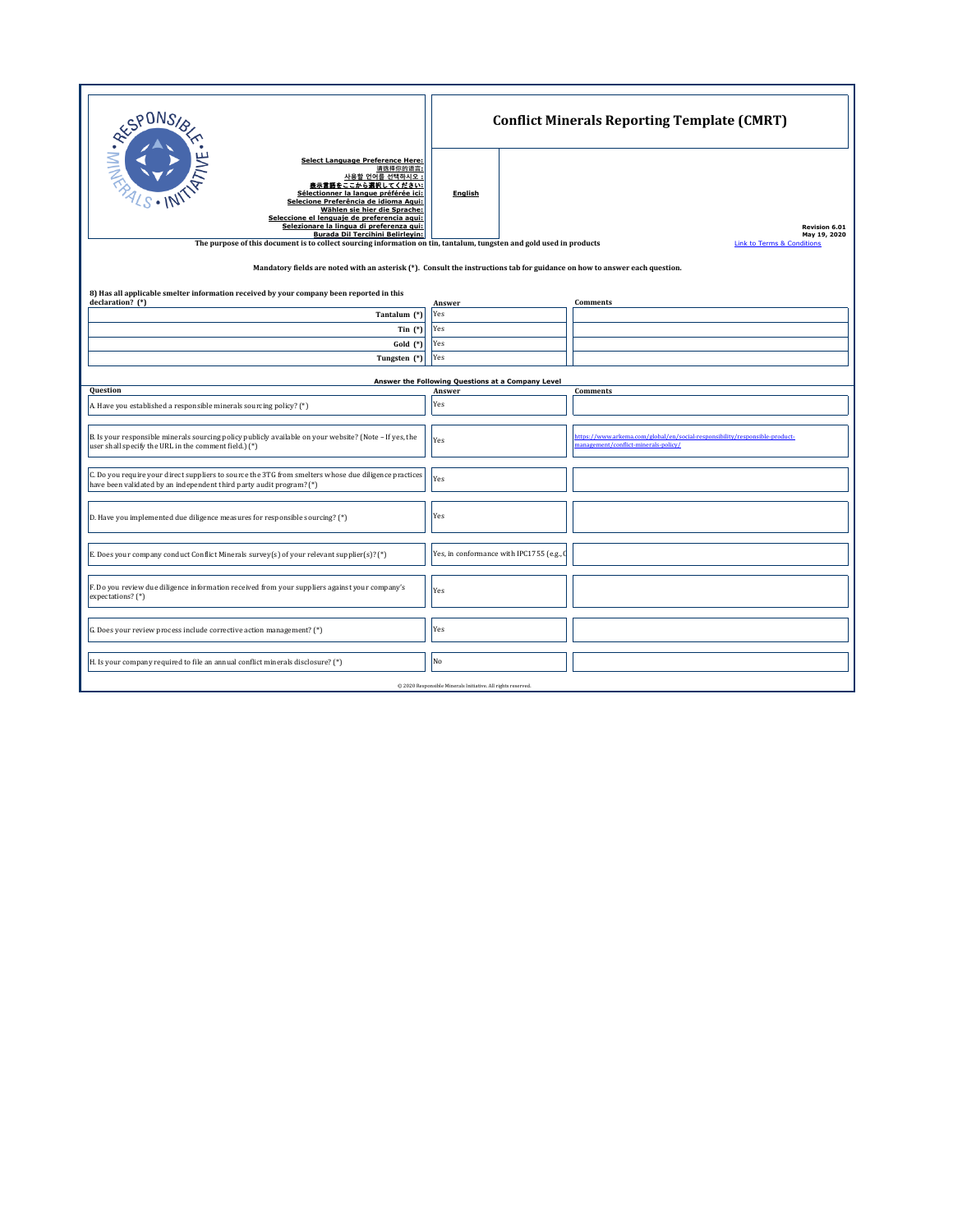Select Language Preference Here:
请选择你的语言:
사용할 언어를 선택하시오 :
表示言語をここから選択してください:
Sélectionner la langue préférée ici:
Selecione Preferência de idioma Aqui:
Wählen sie hier die Sprache:
Seleccione el lenguaje de preferencia aqui:
Selezionare la lingua di preferenza qui:
Burada Dil Tercihini Belirleyin:

**English**

# Conflict Minerals Reporting Template (CMRT)

Revision 6.01
May 19, 2020

Link to Terms & Conditions

**The purpose of this document is to collect sourcing information on tin, tantalum, tungsten and gold used in products**

**Mandatory fields are noted with an asterisk (*). Consult the instructions tab for guidance on how to answer each question.**

**8) Has all applicable smelter information received by your company been reported in this declaration? (*)**

| | Answer | Comments |
|---|---|---|
| Tantalum (*) | Yes | |
| Tin (*) | Yes | |
| Gold (*) | Yes | |
| Tungsten (*) | Yes | |

**Answer the Following Questions at a Company Level**

| Question | Answer | Comments |
|---|---|---|
| A. Have you established a responsible minerals sourcing policy? (*) | Yes | |
| B. Is your responsible minerals sourcing policy publicly available on your website? (Note – If yes, the user shall specify the URL in the comment field.) (*) | Yes | https://www.arkema.com/global/en/social-responsibility/responsible-product-management/conflict-minerals-policy/ |
| C. Do you require your direct suppliers to source the 3TG from smelters whose due diligence practices have been validated by an independent third party audit program? (*) | Yes | |
| D. Have you implemented due diligence measures for responsible sourcing? (*) | Yes | |
| E. Does your company conduct Conflict Minerals survey(s) of your relevant supplier(s)? (*) | Yes, in conformance with IPC1755 (e.g., C | |
| F. Do you review due diligence information received from your suppliers against your company's expectations? (*) | Yes | |
| G. Does your review process include corrective action management? (*) | Yes | |
| H. Is your company required to file an annual conflict minerals disclosure? (*) | No | |

© 2020 Responsible Minerals Initiative. All rights reserved.